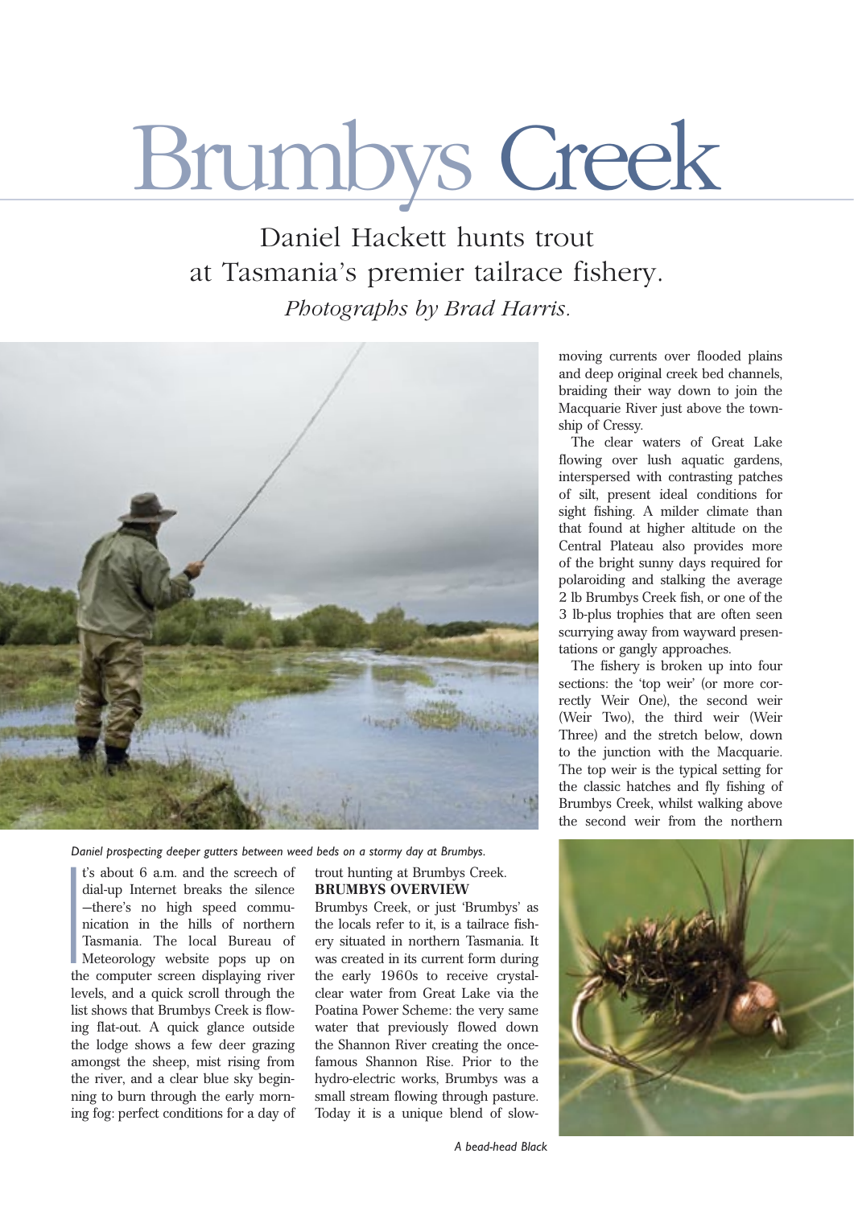# Brumbys Creek

Daniel Hackett hunts trout at Tasmania's premier tailrace fishery.

*Photographs by Brad Harris.*

*Daniel prospecting deeper gutters between weed beds on a stormy day at Brumbys.*

It's about 6 a.m. and the screech of dial-up Internet breaks the silence—there's no high speed communication in the hills of northern Tasmania. The local Bureau of Meteorology website pops up on the computer screen displaying river levels, and a quick scroll through the list shows that Brumbys Creek is flowing flat-out. A quick glance outside the lodge shows a few deer grazing amongst the sheep, mist rising from the river, and a clear blue sky beginning to burn through the early morning fog: perfect conditions for a day of trout hunting at Brumbys Creek.

**BRUMBYS OVERVIEW**

Brumbys Creek, or just 'Brumbys' as the locals refer to it, is a tailrace fishery situated in northern Tasmania. It was created in its current form during the early 1960s to receive crystal-clear water from Great Lake via the Poatina Power Scheme: the very same water that previously flowed down the Shannon River creating the once-famous Shannon Rise. Prior to the hydro-electric works, Brumbys was a small stream flowing through pasture. Today it is a unique blend of slow-moving currents over flooded plains and deep original creek bed channels, braiding their way down to join the Macquarie River just above the township of Cressy.

The clear waters of Great Lake flowing over lush aquatic gardens, interspersed with contrasting patches of silt, present ideal conditions for sight fishing. A milder climate than that found at higher altitude on the Central Plateau also provides more of the bright sunny days required for polaroiding and stalking the average 2 lb Brumbys Creek fish, or one of the 3 lb-plus trophies that are often seen scurrying away from wayward presentations or gangly approaches.

The fishery is broken up into four sections: the 'top weir' (or more correctly Weir One), the second weir (Weir Two), the third weir (Weir Three) and the stretch below, down to the junction with the Macquarie. The top weir is the typical setting for the classic hatches and fly fishing of Brumbys Creek, whilst walking above the second weir from the northern

*A bead-head Black*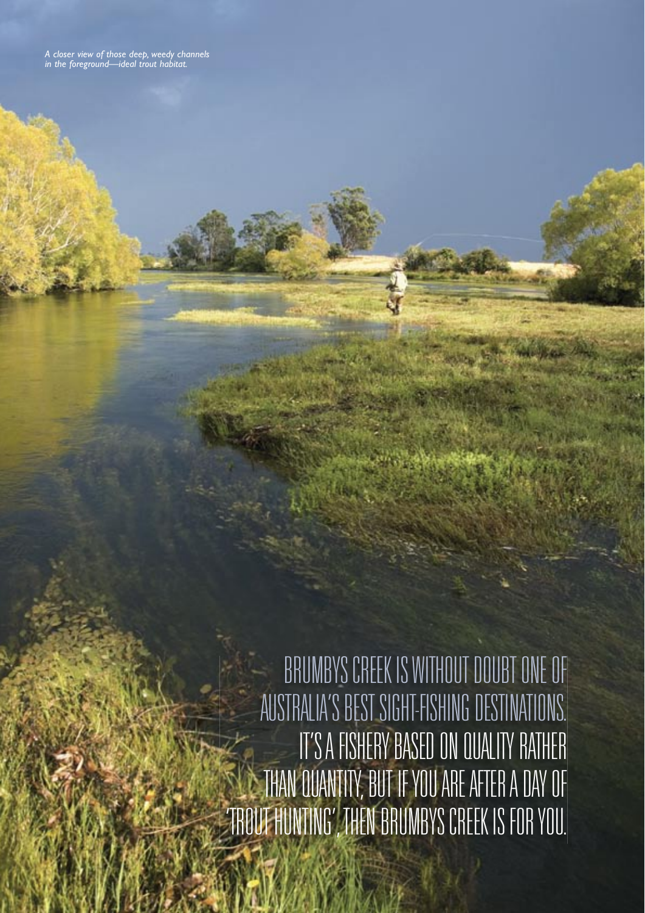*A closer view of those deep, weedy channels in the foreground—ideal trout habitat.*

BRUMBYS CREEK IS WITHOUT DOUBT ONE OF AUSTRALIA'S BEST SIGHT-FISHING DESTINATIONS. IT'S A FISHERY BASED ON QUALITY RATHER THAN QUANTITY, BUT IF YOU ARE AFTER A DAY OF 'TROUT HUNTING', THEN BRUMBYS CREEK IS FOR YOU.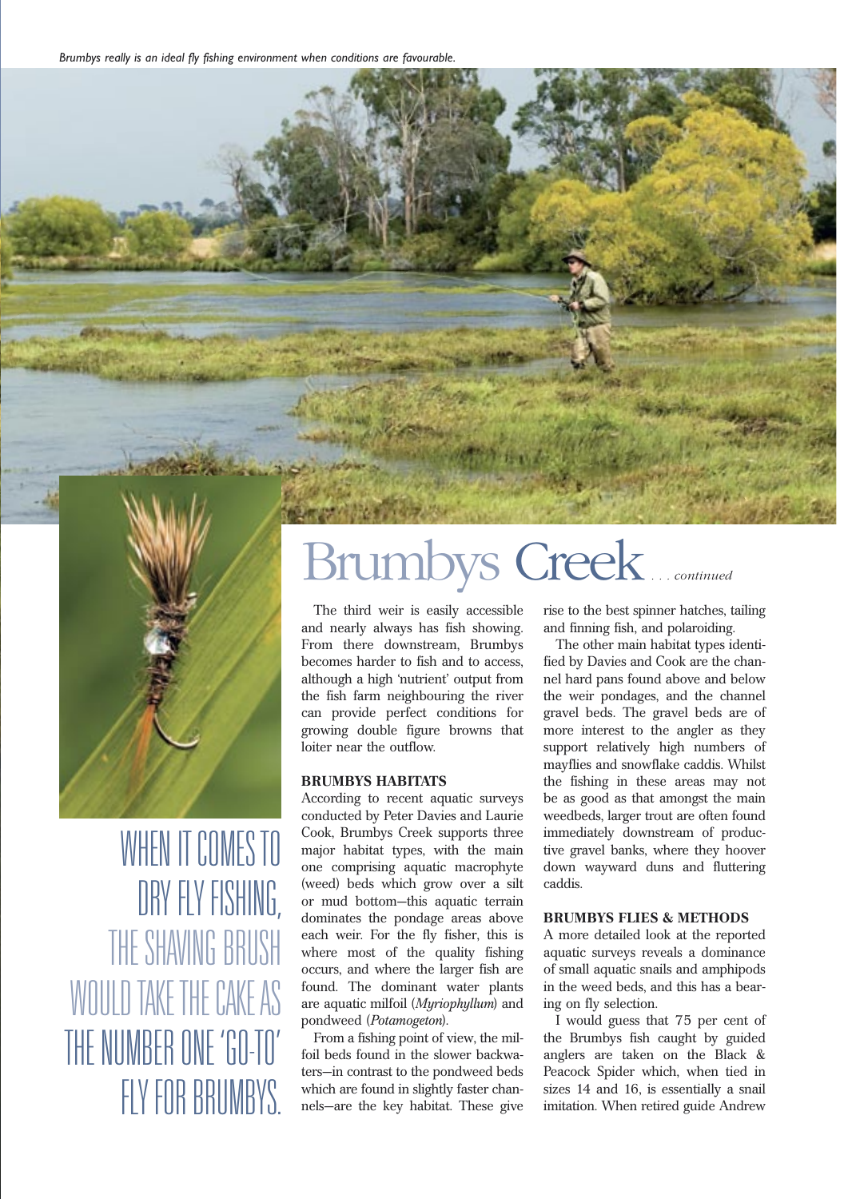*Brumbys really is an ideal fly fishing environment when conditions are favourable.*

# Brumbys Creek *. . . continued*

WHEN IT COMES TO DRY FLY FISHING, THE SHAVING BRUSH WOULD TAKE THE CAKE AS THE NUMBER ONE 'GO-TO' FLY FOR BRUMBYS.

The third weir is easily accessible and nearly always has fish showing. From there downstream, Brumbys becomes harder to fish and to access, although a high 'nutrient' output from the fish farm neighbouring the river can provide perfect conditions for growing double figure browns that loiter near the outflow.

### BRUMBYS HABITATS

According to recent aquatic surveys conducted by Peter Davies and Laurie Cook, Brumbys Creek supports three major habitat types, with the main one comprising aquatic macrophyte (weed) beds which grow over a silt or mud bottom—this aquatic terrain dominates the pondage areas above each weir. For the fly fisher, this is where most of the quality fishing occurs, and where the larger fish are found. The dominant water plants are aquatic milfoil (*Myriophyllum*) and pondweed (*Potamogeton*).

From a fishing point of view, the milfoil beds found in the slower backwaters—in contrast to the pondweed beds which are found in slightly faster channels—are the key habitat. These give rise to the best spinner hatches, tailing and finning fish, and polaroiding.

The other main habitat types identified by Davies and Cook are the channel hard pans found above and below the weir pondages, and the channel gravel beds. The gravel beds are of more interest to the angler as they support relatively high numbers of mayflies and snowflake caddis. Whilst the fishing in these areas may not be as good as that amongst the main weedbeds, larger trout are often found immediately downstream of productive gravel banks, where they hoover down wayward duns and fluttering caddis.

### BRUMBYS FLIES & METHODS

A more detailed look at the reported aquatic surveys reveals a dominance of small aquatic snails and amphipods in the weed beds, and this has a bearing on fly selection.

I would guess that 75 per cent of the Brumbys fish caught by guided anglers are taken on the Black & Peacock Spider which, when tied in sizes 14 and 16, is essentially a snail imitation. When retired guide Andrew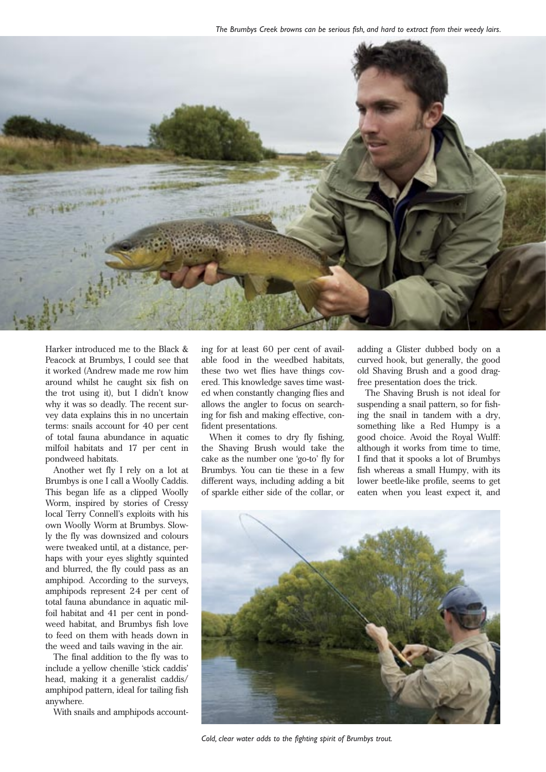*The Brumbys Creek browns can be serious fish, and hard to extract from their weedy lairs.*

Harker introduced me to the Black & Peacock at Brumbys, I could see that it worked (Andrew made me row him around whilst he caught six fish on the trot using it), but I didn't know why it was so deadly. The recent survey data explains this in no uncertain terms: snails account for 40 per cent of total fauna abundance in aquatic milfoil habitats and 17 per cent in pondweed habitats.

Another wet fly I rely on a lot at Brumbys is one I call a Woolly Caddis. This began life as a clipped Woolly Worm, inspired by stories of Cressy local Terry Connell's exploits with his own Woolly Worm at Brumbys. Slowly the fly was downsized and colours were tweaked until, at a distance, perhaps with your eyes slightly squinted and blurred, the fly could pass as an amphipod. According to the surveys, amphipods represent 24 per cent of total fauna abundance in aquatic milfoil habitat and 41 per cent in pondweed habitat, and Brumbys fish love to feed on them with heads down in the weed and tails waving in the air.

The final addition to the fly was to include a yellow chenille 'stick caddis' head, making it a generalist caddis/amphipod pattern, ideal for tailing fish anywhere.

With snails and amphipods accounting for at least 60 per cent of available food in the weedbed habitats, these two wet flies have things covered. This knowledge saves time wasted when constantly changing flies and allows the angler to focus on searching for fish and making effective, confident presentations.

When it comes to dry fly fishing, the Shaving Brush would take the cake as the number one 'go-to' fly for Brumbys. You can tie these in a few different ways, including adding a bit of sparkle either side of the collar, or adding a Glister dubbed body on a curved hook, but generally, the good old Shaving Brush and a good drag-free presentation does the trick.

The Shaving Brush is not ideal for suspending a snail pattern, so for fishing the snail in tandem with a dry, something like a Red Humpy is a good choice. Avoid the Royal Wulff: although it works from time to time, I find that it spooks a lot of Brumbys fish whereas a small Humpy, with its lower beetle-like profile, seems to get eaten when you least expect it, and

*Cold, clear water adds to the fighting spirit of Brumbys trout.*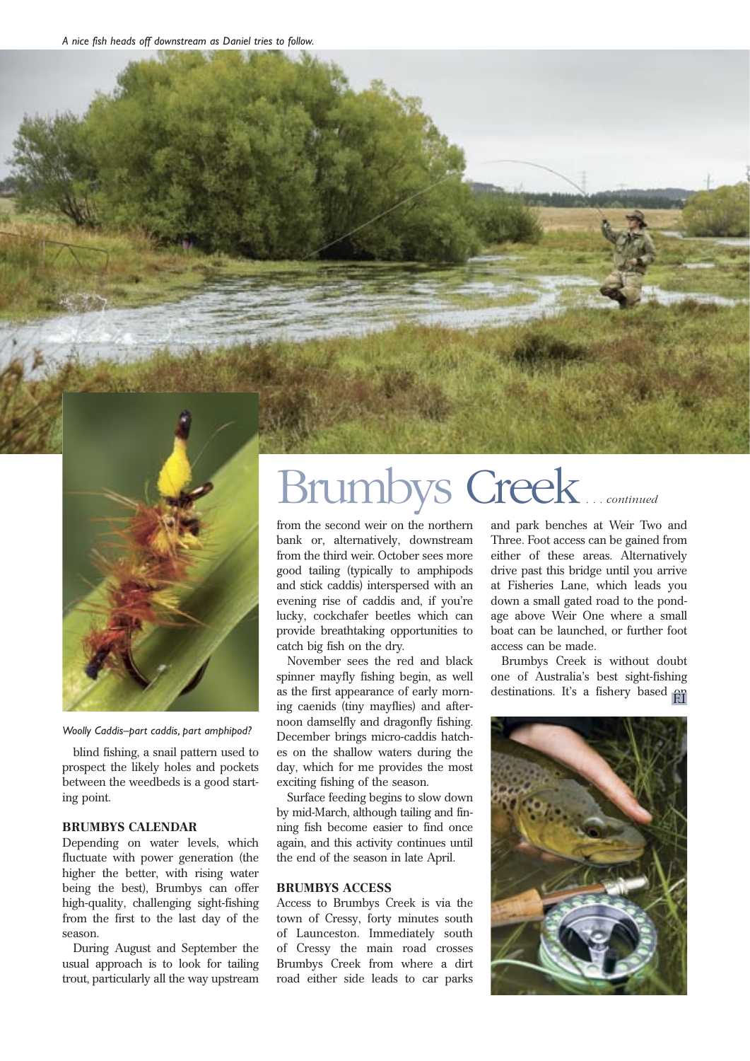*A nice fish heads off downstream as Daniel tries to follow.*

*Woolly Caddis–part caddis, part amphipod?*

blind fishing, a snail pattern used to prospect the likely holes and pockets between the weedbeds is a good starting point.

### BRUMBYS CALENDAR

Depending on water levels, which fluctuate with power generation (the higher the better, with rising water being the best), Brumbys can offer high-quality, challenging sight-fishing from the first to the last day of the season.

During August and September the usual approach is to look for tailing trout, particularly all the way upstream

# Brumbys Creek . . . *continued*

from the second weir on the northern bank or, alternatively, downstream from the third weir. October sees more good tailing (typically to amphipods and stick caddis) interspersed with an evening rise of caddis and, if you're lucky, cockchafer beetles which can provide breathtaking opportunities to catch big fish on the dry.

November sees the red and black spinner mayfly fishing begin, as well as the first appearance of early morning caenids (tiny mayflies) and afternoon damselfly and dragonfly fishing. December brings micro-caddis hatches on the shallow waters during the day, which for me provides the most exciting fishing of the season.

Surface feeding begins to slow down by mid-March, although tailing and finning fish become easier to find once again, and this activity continues until the end of the season in late April.

### BRUMBYS ACCESS

Access to Brumbys Creek is via the town of Cressy, forty minutes south of Launceston. Immediately south of Cressy the main road crosses Brumbys Creek from where a dirt road either side leads to car parks and park benches at Weir Two and Three. Foot access can be gained from either of these areas. Alternatively drive past this bridge until you arrive at Fisheries Lane, which leads you down a small gated road to the pondage above Weir One where a small boat can be launched, or further foot access can be made.

Brumbys Creek is without doubt one of Australia's best sight-fishing destinations. It's a fishery based on